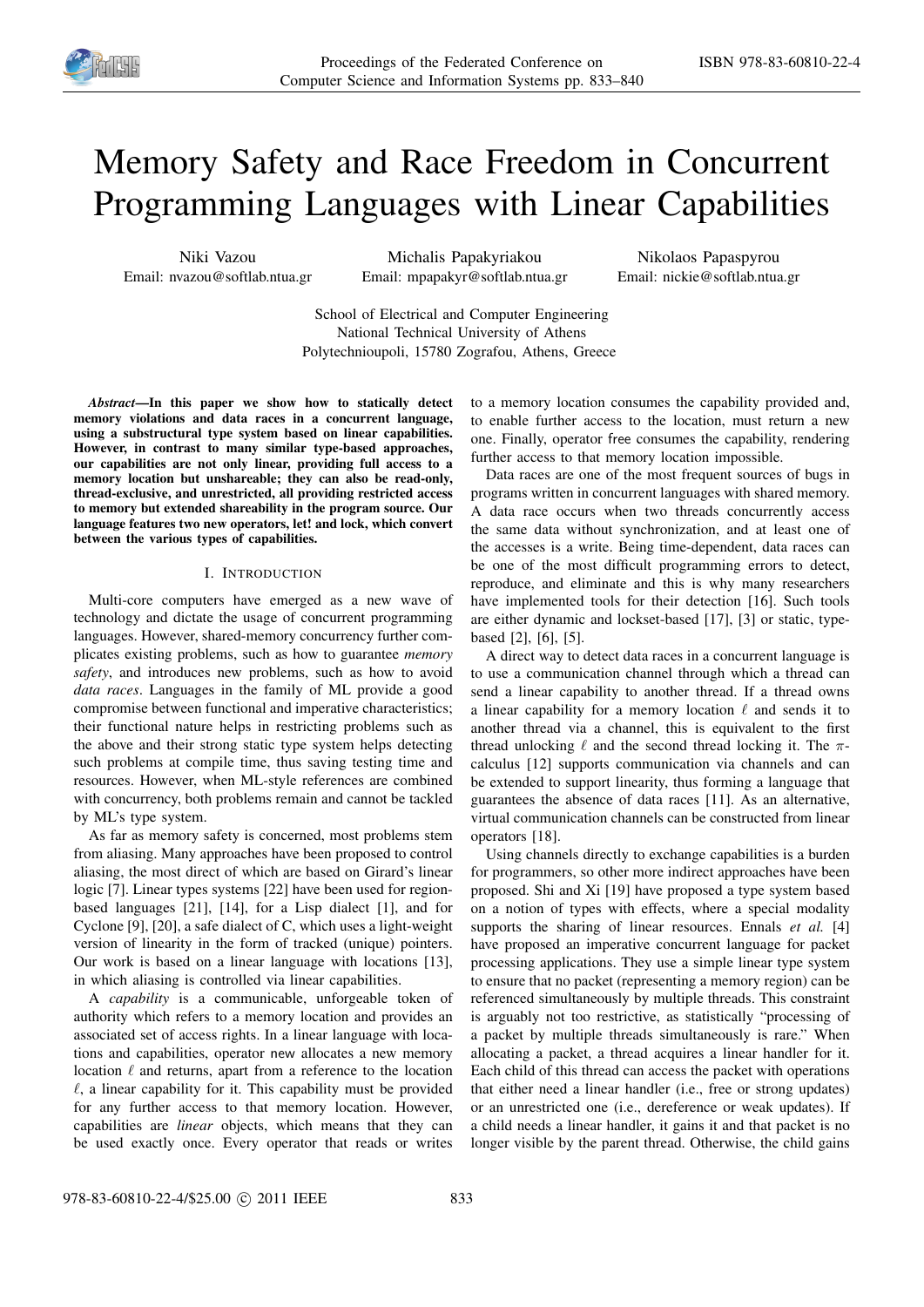# Memory Safety and Race Freedom in Concurrent Programming Languages with Linear Capabilities

Niki Vazou
Email: nvazou@softlab.ntua.gr

Michalis Papakyriakou
Email: mpapakyr@softlab.ntua.gr

Nikolaos Papaspyrou
Email: nickie@softlab.ntua.gr

School of Electrical and Computer Engineering
National Technical University of Athens
Polytechnioupoli, 15780 Zografou, Athens, Greece

***Abstract*—In this paper we show how to statically detect memory violations and data races in a concurrent language, using a substructural type system based on linear capabilities. However, in contrast to many similar type-based approaches, our capabilities are not only linear, providing full access to a memory location but unshareable; they can also be read-only, thread-exclusive, and unrestricted, all providing restricted access to memory but extended shareability in the program source. Our language features two new operators, let! and lock, which convert between the various types of capabilities.**

## I. Introduction

Multi-core computers have emerged as a new wave of technology and dictate the usage of concurrent programming languages. However, shared-memory concurrency further complicates existing problems, such as how to guarantee *memory safety*, and introduces new problems, such as how to avoid *data races*. Languages in the family of ML provide a good compromise between functional and imperative characteristics; their functional nature helps in restricting problems such as the above and their strong static type system helps detecting such problems at compile time, thus saving testing time and resources. However, when ML-style references are combined with concurrency, both problems remain and cannot be tackled by ML's type system.

As far as memory safety is concerned, most problems stem from aliasing. Many approaches have been proposed to control aliasing, the most direct of which are based on Girard's linear logic [7]. Linear types systems [22] have been used for region-based languages [21], [14], for a Lisp dialect [1], and for Cyclone [9], [20], a safe dialect of C, which uses a light-weight version of linearity in the form of tracked (unique) pointers. Our work is based on a linear language with locations [13], in which aliasing is controlled via linear capabilities.

A *capability* is a communicable, unforgeable token of authority which refers to a memory location and provides an associated set of access rights. In a linear language with locations and capabilities, operator new allocates a new memory location $\ell$ and returns, apart from a reference to the location $\ell$, a linear capability for it. This capability must be provided for any further access to that memory location. However, capabilities are *linear* objects, which means that they can be used exactly once. Every operator that reads or writes to a memory location consumes the capability provided and, to enable further access to the location, must return a new one. Finally, operator free consumes the capability, rendering further access to that memory location impossible.

Data races are one of the most frequent sources of bugs in programs written in concurrent languages with shared memory. A data race occurs when two threads concurrently access the same data without synchronization, and at least one of the accesses is a write. Being time-dependent, data races can be one of the most difficult programming errors to detect, reproduce, and eliminate and this is why many researchers have implemented tools for their detection [16]. Such tools are either dynamic and lockset-based [17], [3] or static, type-based [2], [6], [5].

A direct way to detect data races in a concurrent language is to use a communication channel through which a thread can send a linear capability to another thread. If a thread owns a linear capability for a memory location $\ell$ and sends it to another thread via a channel, this is equivalent to the first thread unlocking $\ell$ and the second thread locking it. The $\pi$-calculus [12] supports communication via channels and can be extended to support linearity, thus forming a language that guarantees the absence of data races [11]. As an alternative, virtual communication channels can be constructed from linear operators [18].

Using channels directly to exchange capabilities is a burden for programmers, so other more indirect approaches have been proposed. Shi and Xi [19] have proposed a type system based on a notion of types with effects, where a special modality supports the sharing of linear resources. Ennals *et al.* [4] have proposed an imperative concurrent language for packet processing applications. They use a simple linear type system to ensure that no packet (representing a memory region) can be referenced simultaneously by multiple threads. This constraint is arguably not too restrictive, as statistically "processing of a packet by multiple threads simultaneously is rare." When allocating a packet, a thread acquires a linear handler for it. Each child of this thread can access the packet with operations that either need a linear handler (i.e., free or strong updates) or an unrestricted one (i.e., dereference or weak updates). If a child needs a linear handler, it gains it and that packet is no longer visible by the parent thread. Otherwise, the child gains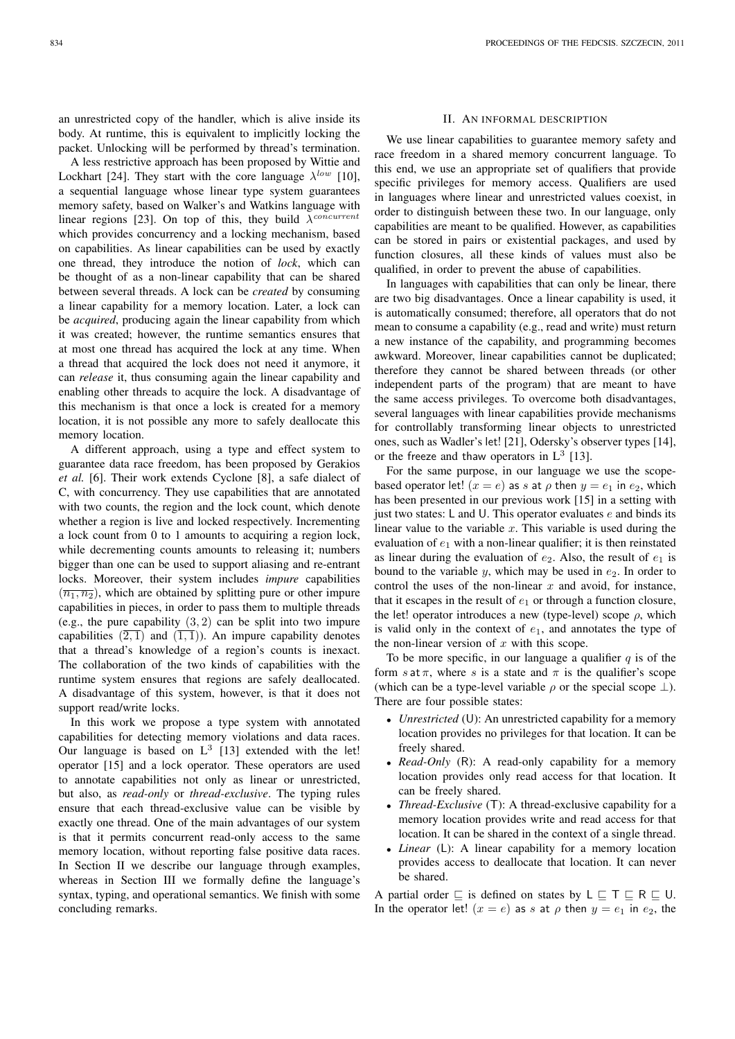an unrestricted copy of the handler, which is alive inside its body. At runtime, this is equivalent to implicitly locking the packet. Unlocking will be performed by thread's termination.

A less restrictive approach has been proposed by Wittie and Lockhart [24]. They start with the core language $\lambda^{low}$ [10], a sequential language whose linear type system guarantees memory safety, based on Walker's and Watkins language with linear regions [23]. On top of this, they build $\lambda^{concurrent}$ which provides concurrency and a locking mechanism, based on capabilities. As linear capabilities can be used by exactly one thread, they introduce the notion of *lock*, which can be thought of as a non-linear capability that can be shared between several threads. A lock can be *created* by consuming a linear capability for a memory location. Later, a lock can be *acquired*, producing again the linear capability from which it was created; however, the runtime semantics ensures that at most one thread has acquired the lock at any time. When a thread that acquired the lock does not need it anymore, it can *release* it, thus consuming again the linear capability and enabling other threads to acquire the lock. A disadvantage of this mechanism is that once a lock is created for a memory location, it is not possible any more to safely deallocate this memory location.

A different approach, using a type and effect system to guarantee data race freedom, has been proposed by Gerakios *et al.* [6]. Their work extends Cyclone [8], a safe dialect of C, with concurrency. They use capabilities that are annotated with two counts, the region and the lock count, which denote whether a region is live and locked respectively. Incrementing a lock count from 0 to 1 amounts to acquiring a region lock, while decrementing counts amounts to releasing it; numbers bigger than one can be used to support aliasing and re-entrant locks. Moreover, their system includes *impure* capabilities $(\overline{n_1, n_2})$, which are obtained by splitting pure or other impure capabilities in pieces, in order to pass them to multiple threads (e.g., the pure capability $(3, 2)$ can be split into two impure capabilities $(\overline{2, 1})$ and $(\overline{1, 1})$). An impure capability denotes that a thread's knowledge of a region's counts is inexact. The collaboration of the two kinds of capabilities with the runtime system ensures that regions are safely deallocated. A disadvantage of this system, however, is that it does not support read/write locks.

In this work we propose a type system with annotated capabilities for detecting memory violations and data races. Our language is based on $L^3$ [13] extended with the let! operator [15] and a lock operator. These operators are used to annotate capabilities not only as linear or unrestricted, but also, as *read-only* or *thread-exclusive*. The typing rules ensure that each thread-exclusive value can be visible by exactly one thread. One of the main advantages of our system is that it permits concurrent read-only access to the same memory location, without reporting false positive data races. In Section II we describe our language through examples, whereas in Section III we formally define the language's syntax, typing, and operational semantics. We finish with some concluding remarks.

## II. An informal description

We use linear capabilities to guarantee memory safety and race freedom in a shared memory concurrent language. To this end, we use an appropriate set of qualifiers that provide specific privileges for memory access. Qualifiers are used in languages where linear and unrestricted values coexist, in order to distinguish between these two. In our language, only capabilities are meant to be qualified. However, as capabilities can be stored in pairs or existential packages, and used by function closures, all these kinds of values must also be qualified, in order to prevent the abuse of capabilities.

In languages with capabilities that can only be linear, there are two big disadvantages. Once a linear capability is used, it is automatically consumed; therefore, all operators that do not mean to consume a capability (e.g., read and write) must return a new instance of the capability, and programming becomes awkward. Moreover, linear capabilities cannot be duplicated; therefore they cannot be shared between threads (or other independent parts of the program) that are meant to have the same access privileges. To overcome both disadvantages, several languages with linear capabilities provide mechanisms for controllably transforming linear objects to unrestricted ones, such as Wadler's let! [21], Odersky's observer types [14], or the freeze and thaw operators in $L^3$ [13].

For the same purpose, in our language we use the scope-based operator let! $(x = e)$ as $s$ at $\rho$ then $y = e_1$ in $e_2$, which has been presented in our previous work [15] in a setting with just two states: L and U. This operator evaluates $e$ and binds its linear value to the variable $x$. This variable is used during the evaluation of $e_1$ with a non-linear qualifier; it is then reinstated as linear during the evaluation of $e_2$. Also, the result of $e_1$ is bound to the variable $y$, which may be used in $e_2$. In order to control the uses of the non-linear $x$ and avoid, for instance, that it escapes in the result of $e_1$ or through a function closure, the let! operator introduces a new (type-level) scope $\rho$, which is valid only in the context of $e_1$, and annotates the type of the non-linear version of $x$ with this scope.

To be more specific, in our language a qualifier $q$ is of the form $s$ at $\pi$, where $s$ is a state and $\pi$ is the qualifier's scope (which can be a type-level variable $\rho$ or the special scope $\bot$). There are four possible states:

- *Unrestricted* (U): An unrestricted capability for a memory location provides no privileges for that location. It can be freely shared.
- *Read-Only* (R): A read-only capability for a memory location provides only read access for that location. It can be freely shared.
- *Thread-Exclusive* (T): A thread-exclusive capability for a memory location provides write and read access for that location. It can be shared in the context of a single thread.
- *Linear* (L): A linear capability for a memory location provides access to deallocate that location. It can never be shared.

A partial order $\sqsubseteq$ is defined on states by $\mathsf{L} \sqsubseteq \mathsf{T} \sqsubseteq \mathsf{R} \sqsubseteq \mathsf{U}$. In the operator let! $(x = e)$ as $s$ at $\rho$ then $y = e_1$ in $e_2$, the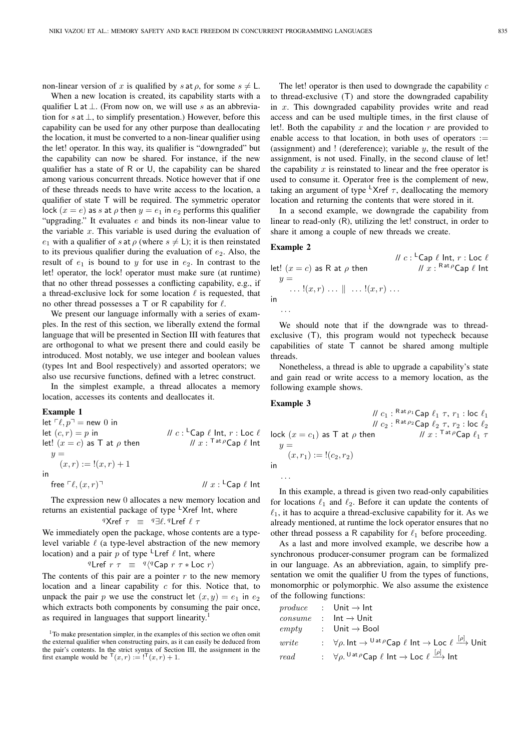non-linear version of $x$ is qualified by $s \,\mathsf{at}\, \rho$, for some $s \neq \mathsf{L}$.

When a new location is created, its capability starts with a qualifier $\mathsf{L}\,\mathsf{at}\,\bot$. (From now on, we will use $s$ as an abbreviation for $s\,\mathsf{at}\,\bot$, to simplify presentation.) However, before this capability can be used for any other purpose than deallocating the location, it must be converted to a non-linear qualifier using the let! operator. In this way, its qualifier is "downgraded" but the capability can now be shared. For instance, if the new qualifier has a state of R or U, the capability can be shared among various concurrent threads. Notice however that if one of these threads needs to have write access to the location, a qualifier of state T will be required. The symmetric operator lock $(x = e)$ as $s$ at $\rho$ then $y = e_1$ in $e_2$ performs this qualifier "upgrading." It evaluates $e$ and binds its non-linear value to the variable $x$. This variable is used during the evaluation of $e_1$ with a qualifier of $s\,\mathsf{at}\,\rho$ (where $s \neq \mathsf{L}$); it is then reinstated to its previous qualifier during the evaluation of $e_2$. Also, the result of $e_1$ is bound to $y$ for use in $e_2$. In contrast to the let! operator, the lock! operator must make sure (at runtime) that no other thread possesses a conflicting capability, e.g., if a thread-exclusive lock for some location $\ell$ is requested, that no other thread possesses a T or R capability for $\ell$.

We present our language informally with a series of examples. In the rest of this section, we liberally extend the formal language that will be presented in Section III with features that are orthogonal to what we present there and could easily be introduced. Most notably, we use integer and boolean values (types Int and Bool respectively) and assorted operators; we also use recursive functions, defined with a letrec construct.

In the simplest example, a thread allocates a memory location, accesses its contents and deallocates it.

**Example 1**

```
let ⌜ℓ, p⌝ = new 0 in
let (c, r) = p in                    // c : ᴸCap ℓ Int, r : Loc ℓ
let! (x = c) as T at ρ then           // x : ᵀ ᵃᵗ ᵖCap ℓ Int
  y =
    (x, r) := !(x, r) + 1
in
  free ⌜ℓ, (x, r)⌝                    // x : ᴸCap ℓ Int
```

The expression new 0 allocates a new memory location and returns an existential package of type ${}^{\mathsf{L}}\mathsf{Xref}\ \mathsf{Int}$, where

$$ {}^{q}\mathsf{Xref}\ \tau \;\;\equiv\;\; {}^{q}\exists \ell.\, {}^{q}\mathsf{Lref}\ \ell\ \tau $$

We immediately open the package, whose contents are a type-level variable $\ell$ (a type-level abstraction of the new memory location) and a pair $p$ of type ${}^{\mathsf{L}}\mathsf{Lref}\ \ell\ \mathsf{Int}$, where

$$ {}^{q}\mathsf{Lref}\ r\ \tau \;\;\equiv\;\; {}^{q}\langle {}^{q}\mathsf{Cap}\ r\ \tau * \mathsf{Loc}\ r \rangle $$

The contents of this pair are a pointer $r$ to the new memory location and a linear capability $c$ for this. Notice that, to unpack the pair $p$ we use the construct let $(x, y) = e_1$ in $e_2$ which extracts both components by consuming the pair once, as required in languages that support linearity.[1]

[1] To make presentation simpler, in the examples of this section we often omit the external qualifier when constructing pairs, as it can easily be deduced from the pair's contents. In the strict syntax of Section III, the assignment in the first example would be ${}^{\mathsf{T}}(x, r) := !^{\mathsf{T}}(x, r) + 1$.

The let! operator is then used to downgrade the capability $c$ to thread-exclusive (T) and store the downgraded capability in $x$. This downgraded capability provides write and read access and can be used multiple times, in the first clause of let!. Both the capability $x$ and the location $r$ are provided to enable access to that location, in both uses of operators := (assignment) and ! (dereference); variable $y$, the result of the assignment, is not used. Finally, in the second clause of let! the capability $x$ is reinstated to linear and the free operator is used to consume it. Operator free is the complement of new, taking an argument of type ${}^{\mathsf{L}}\mathsf{Xref}\ \tau$, deallocating the memory location and returning the contents that were stored in it.

In a second example, we downgrade the capability from linear to read-only (R), utilizing the let! construct, in order to share it among a couple of new threads we create.

**Example 2**

```
                                      // c : ᴸCap ℓ Int, r : Loc ℓ
let! (x = c) as R at ρ then           // x : ᴿ ᵃᵗ ᵖCap ℓ Int
  y =
    ... !(x, r) ... || ... !(x, r) ...
in
  ...
```

We should note that if the downgrade was to thread-exclusive (T), this program would not typecheck because capabilities of state T cannot be shared among multiple threads.

Nonetheless, a thread is able to upgrade a capability's state and gain read or write access to a memory location, as the following example shows.

**Example 3**

```
                                      // c₁ : ᴿ ᵃᵗ ᵖ¹Cap ℓ₁ τ, r₁ : loc ℓ₁
                                      // c₂ : ᴿ ᵃᵗ ᵖ²Cap ℓ₂ τ, r₂ : loc ℓ₂
lock (x = c₁) as T at ρ then          // x : ᵀ ᵃᵗ ᵖCap ℓ₁ τ
  y =
    (x, r₁) := !(c₂, r₂)
in
  ...
```

In this example, a thread is given two read-only capabilities for locations $\ell_1$ and $\ell_2$. Before it can update the contents of $\ell_1$, it has to acquire a thread-exclusive capability for it. As we already mentioned, at runtime the lock operator ensures that no other thread possess a R capability for $\ell_1$ before proceeding.

As a last and more involved example, we describe how a synchronous producer-consumer program can be formalized in our language. As an abbreviation, again, to simplify presentation we omit the qualifier U from the types of functions, monomorphic or polymorphic. We also assume the existence of the following functions:

$$
\begin{array}{lcl}
produce & : & \mathsf{Unit} \to \mathsf{Int} \\
consume & : & \mathsf{Int} \to \mathsf{Unit} \\
empty & : & \mathsf{Unit} \to \mathsf{Bool} \\
write & : & \forall \rho.\ \mathsf{Int} \to {}^{\mathsf{U\,at}\,\rho}\mathsf{Cap}\ \ell\ \mathsf{Int} \to \mathsf{Loc}\ \ell \xrightarrow{[\rho]} \mathsf{Unit} \\
read & : & \forall \rho.\ {}^{\mathsf{U\,at}\,\rho}\mathsf{Cap}\ \ell\ \mathsf{Int} \to \mathsf{Loc}\ \ell \xrightarrow{[\rho]} \mathsf{Int}
\end{array}
$$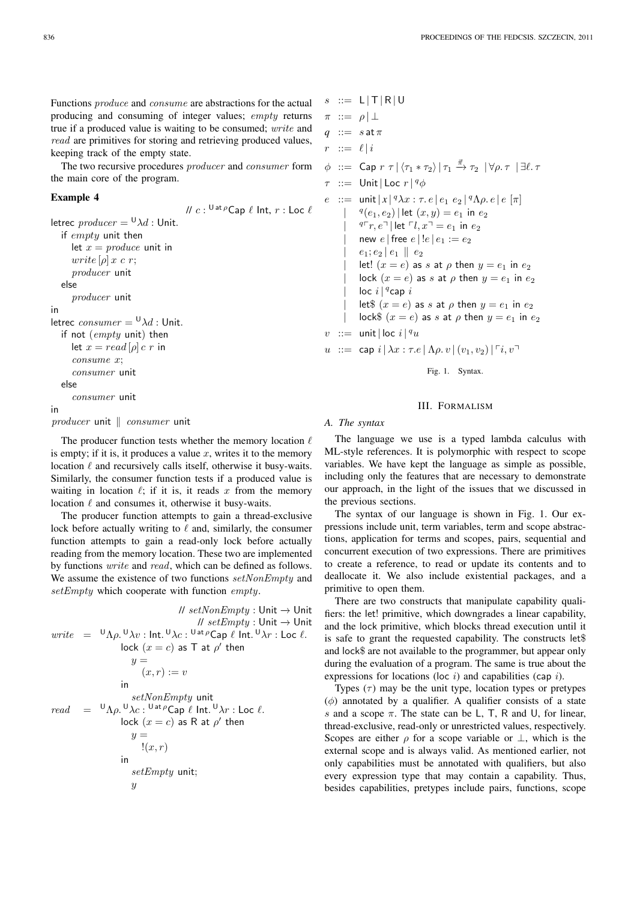Functions *produce* and *consume* are abstractions for the actual producing and consuming of integer values; *empty* returns true if a produced value is waiting to be consumed; *write* and *read* are primitives for storing and retrieving produced values, keeping track of the empty state.

The two recursive procedures *producer* and *consumer* form the main core of the program.

**Example 4**

```
                                   // c : U at ρ Cap ℓ Int, r : Loc ℓ
letrec producer = U λd : Unit.
  if empty unit then
    let x = produce unit in
    write [ρ] x c r;
    producer unit
  else
    producer unit
in
letrec consumer = U λd : Unit.
  if not (empty unit) then
    let x = read [ρ] c r in
    consume x;
    consumer unit
  else
    consumer unit
in
producer unit ∥ consumer unit
```

The producer function tests whether the memory location $\ell$ is empty; if it is, it produces a value $x$, writes it to the memory location $\ell$ and recursively calls itself, otherwise it busy-waits. Similarly, the consumer function tests if a produced value is waiting in location $\ell$; if it is, it reads $x$ from the memory location $\ell$ and consumes it, otherwise it busy-waits.

The producer function attempts to gain a thread-exclusive lock before actually writing to $\ell$ and, similarly, the consumer function attempts to gain a read-only lock before actually reading from the memory location. These two are implemented by functions *write* and *read*, which can be defined as follows. We assume the existence of two functions *setNonEmpty* and *setEmpty* which cooperate with function *empty*.

```
                                    // setNonEmpty : Unit → Unit
                                    // setEmpty : Unit → Unit
write = U Λρ. U λv : Int. U λc : U at ρ Cap ℓ Int. U λr : Loc ℓ.
          lock (x = c) as T at ρ' then
            y =
              (x, r) := v
          in
            setNonEmpty unit
read  = U Λρ. U λc : U at ρ Cap ℓ Int. U λr : Loc ℓ.
          lock (x = c) as R at ρ' then
            y =
              !(x, r)
          in
            setEmpty unit;
            y
```

$$
\begin{array}{rcl}
s & ::= & \mathsf{L} \mid \mathsf{T} \mid \mathsf{R} \mid \mathsf{U} \\
\pi & ::= & \rho \mid \bot \\
q & ::= & s \;\mathsf{at}\; \pi \\
r & ::= & \ell \mid i \\
\phi & ::= & \mathsf{Cap}\; r\; \tau \mid \langle \tau_1 * \tau_2 \rangle \mid \tau_1 \xrightarrow{\vec{\pi}} \tau_2 \mid \forall \rho.\, \tau \mid \exists \ell.\, \tau \\
\tau & ::= & \mathsf{Unit} \mid \mathsf{Loc}\; r \mid {}^{q}\phi \\
e & ::= & \mathsf{unit} \mid x \mid {}^{q}\lambda x : \tau.\, e \mid e_1\; e_2 \mid {}^{q}\Lambda \rho.\, e \mid e\; [\pi] \\
& \mid & {}^{q}(e_1, e_2) \mid \mathsf{let}\; (x, y) = e_1 \;\mathsf{in}\; e_2 \\
& \mid & {}^{q}\ulcorner r, e \urcorner \mid \mathsf{let}\; \ulcorner l, x \urcorner = e_1 \;\mathsf{in}\; e_2 \\
& \mid & \mathsf{new}\; e \mid \mathsf{free}\; e \mid !e \mid e_1 := e_2 \\
& \mid & e_1 ; e_2 \mid e_1 \parallel e_2 \\
& \mid & \mathsf{let!}\; (x = e) \;\mathsf{as}\; s \;\mathsf{at}\; \rho \;\mathsf{then}\; y = e_1 \;\mathsf{in}\; e_2 \\
& \mid & \mathsf{lock}\; (x = e) \;\mathsf{as}\; s \;\mathsf{at}\; \rho \;\mathsf{then}\; y = e_1 \;\mathsf{in}\; e_2 \\
& \mid & \mathsf{loc}\; i \mid {}^{q}\mathsf{cap}\; i \\
& \mid & \mathsf{let\$}\; (x = e) \;\mathsf{as}\; s \;\mathsf{at}\; \rho \;\mathsf{then}\; y = e_1 \;\mathsf{in}\; e_2 \\
& \mid & \mathsf{lock\$}\; (x = e) \;\mathsf{as}\; s \;\mathsf{at}\; \rho \;\mathsf{then}\; y = e_1 \;\mathsf{in}\; e_2 \\
v & ::= & \mathsf{unit} \mid \mathsf{loc}\; i \mid {}^{q}u \\
u & ::= & \mathsf{cap}\; i \mid \lambda x : \tau. e \mid \Lambda \rho.\, v \mid (v_1, v_2) \mid \ulcorner i, v \urcorner
\end{array}
$$

Fig. 1. Syntax.

## III. Formalism

### A. The syntax

The language we use is a typed lambda calculus with ML-style references. It is polymorphic with respect to scope variables. We have kept the language as simple as possible, including only the features that are necessary to demonstrate our approach, in the light of the issues that we discussed in the previous sections.

The syntax of our language is shown in Fig. 1. Our expressions include unit, term variables, term and scope abstractions, application for terms and scopes, pairs, sequential and concurrent execution of two expressions. There are primitives to create a reference, to read or update its contents and to deallocate it. We also include existential packages, and a primitive to open them.

There are two constructs that manipulate capability qualifiers: the let! primitive, which downgrades a linear capability, and the lock primitive, which blocks thread execution until it is safe to grant the requested capability. The constructs let\$ and lock\$ are not available to the programmer, but appear only during the evaluation of a program. The same is true about the expressions for locations (loc $i$) and capabilities (cap $i$).

Types ($\tau$) may be the unit type, location types or pretypes ($\phi$) annotated by a qualifier. A qualifier consists of a state $s$ and a scope $\pi$. The state can be L, T, R and U, for linear, thread-exclusive, read-only or unrestricted values, respectively. Scopes are either $\rho$ for a scope variable or $\bot$, which is the external scope and is always valid. As mentioned earlier, not only capabilities must be annotated with qualifiers, but also every expression type that may contain a capability. Thus, besides capabilities, pretypes include pairs, functions, scope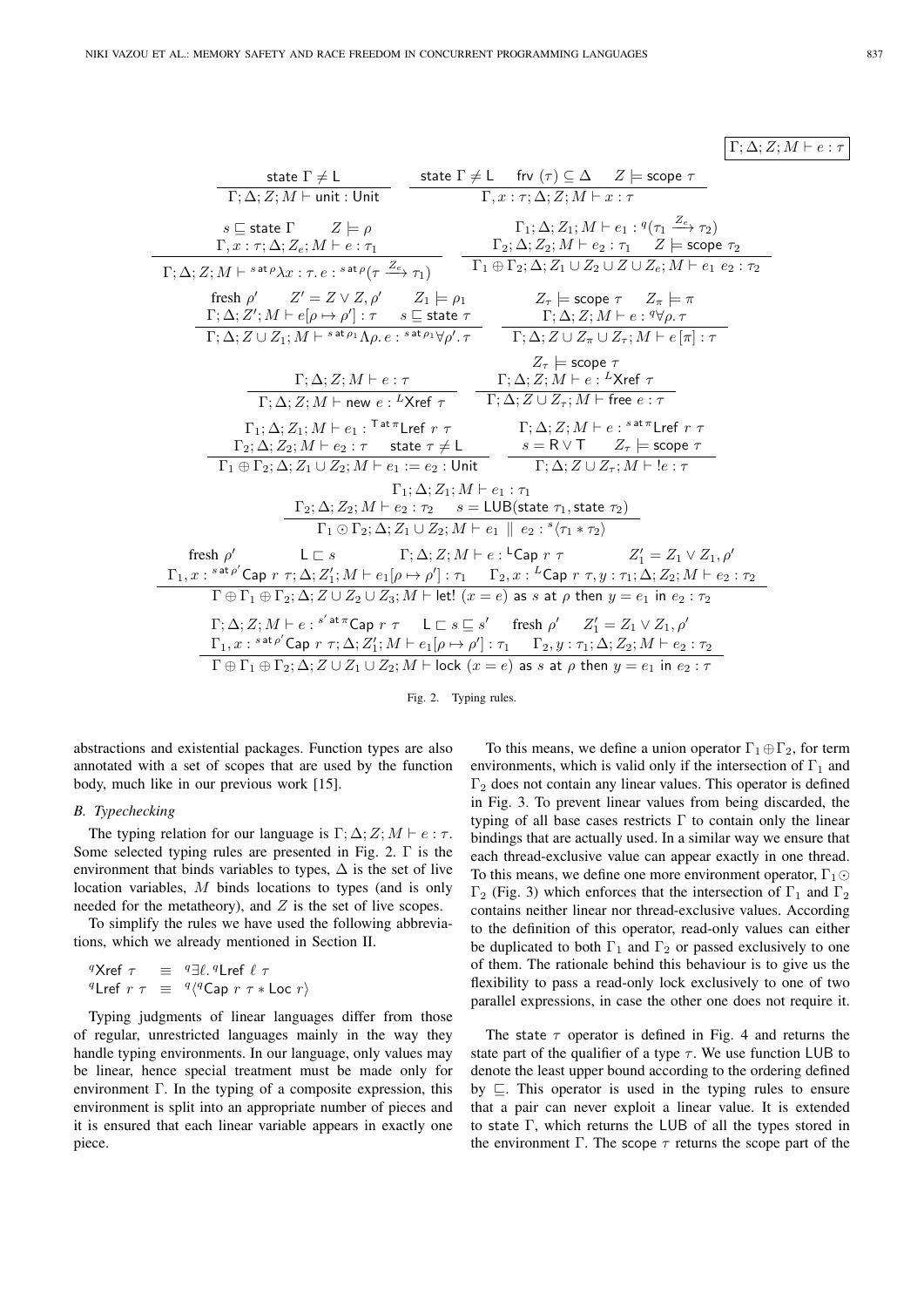$$\boxed{\Gamma; \Delta; Z; M \vdash e : \tau}$$

$$\frac{\mathsf{state}\ \Gamma \neq \mathsf{L}}{\Gamma; \Delta; Z; M \vdash \mathsf{unit} : \mathsf{Unit}} \qquad \frac{\mathsf{state}\ \Gamma \neq \mathsf{L} \quad \mathsf{frv}\ (\tau) \subseteq \Delta \quad Z \models \mathsf{scope}\ \tau}{\Gamma, x : \tau; \Delta; Z; M \vdash x : \tau}$$

$$\frac{s \sqsubseteq \mathsf{state}\ \Gamma \quad Z \models \rho \quad \Gamma, x : \tau; \Delta; Z_e; M \vdash e : \tau_1}{\Gamma; \Delta; Z; M \vdash {}^{s\,\mathsf{at}\,\rho}\lambda x : \tau.\, e : {}^{s\,\mathsf{at}\,\rho}(\tau \xrightarrow{Z_e} \tau_1)} \qquad \frac{\Gamma_1; \Delta; Z_1; M \vdash e_1 : {}^{q}(\tau_1 \xrightarrow{Z_e} \tau_2) \quad \Gamma_2; \Delta; Z_2; M \vdash e_2 : \tau_1 \quad Z \models \mathsf{scope}\ \tau_2}{\Gamma_1 \oplus \Gamma_2; \Delta; Z_1 \cup Z_2 \cup Z \cup Z_e; M \vdash e_1\ e_2 : \tau_2}$$

$$\frac{\text{fresh}\ \rho' \quad Z' = Z \vee Z, \rho' \quad Z_1 \models \rho_1 \quad \Gamma; \Delta; Z'; M \vdash e[\rho \mapsto \rho'] : \tau \quad s \sqsubseteq \mathsf{state}\ \tau}{\Gamma; \Delta; Z \cup Z_1; M \vdash {}^{s\,\mathsf{at}\,\rho_1}\Lambda\rho.\, e : {}^{s\,\mathsf{at}\,\rho_1}\forall\rho'.\,\tau} \qquad \frac{Z_\tau \models \mathsf{scope}\ \tau \quad Z_\pi \models \pi \quad \Gamma; \Delta; Z; M \vdash e : {}^{q}\forall\rho.\,\tau}{\Gamma; \Delta; Z \cup Z_\pi \cup Z_\tau; M \vdash e\,[\pi] : \tau}$$

$$\frac{\Gamma; \Delta; Z; M \vdash e : \tau}{\Gamma; \Delta; Z; M \vdash \mathsf{new}\ e : {}^{L}\mathsf{Xref}\ \tau} \qquad \frac{Z_\tau \models \mathsf{scope}\ \tau \quad \Gamma; \Delta; Z; M \vdash e : {}^{L}\mathsf{Xref}\ \tau}{\Gamma; \Delta; Z \cup Z_\tau; M \vdash \mathsf{free}\ e : \tau}$$

$$\frac{\Gamma_1; \Delta; Z_1; M \vdash e_1 : {}^{\mathsf{T}\,\mathsf{at}\,\pi}\mathsf{Lref}\ r\ \tau \quad \Gamma_2; \Delta; Z_2; M \vdash e_2 : \tau \quad \mathsf{state}\ \tau \neq \mathsf{L}}{\Gamma_1 \oplus \Gamma_2; \Delta; Z_1 \cup Z_2; M \vdash e_1 := e_2 : \mathsf{Unit}} \qquad \frac{\Gamma; \Delta; Z; M \vdash e : {}^{s\,\mathsf{at}\,\pi}\mathsf{Lref}\ r\ \tau \quad s = \mathsf{R} \vee \mathsf{T} \quad Z_\tau \models \mathsf{scope}\ \tau}{\Gamma; \Delta; Z \cup Z_\tau; M \vdash\ !e : \tau}$$

$$\frac{\Gamma_1; \Delta; Z_1; M \vdash e_1 : \tau_1 \quad \Gamma_2; \Delta; Z_2; M \vdash e_2 : \tau_2 \quad s = \mathsf{LUB}(\mathsf{state}\ \tau_1, \mathsf{state}\ \tau_2)}{\Gamma_1 \odot \Gamma_2; \Delta; Z_1 \cup Z_2; M \vdash e_1\ \|\ e_2 : {}^{s}\langle \tau_1 * \tau_2 \rangle}$$

$$\frac{\text{fresh}\ \rho' \quad \mathsf{L} \sqsubset s \quad \Gamma; \Delta; Z; M \vdash e : {}^{\mathsf{L}}\mathsf{Cap}\ r\ \tau \quad Z_1' = Z_1 \vee Z_1, \rho' \quad \Gamma_1, x : {}^{s\,\mathsf{at}\,\rho'}\mathsf{Cap}\ r\ \tau; \Delta; Z_1'; M \vdash e_1[\rho \mapsto \rho'] : \tau_1 \quad \Gamma_2, x : {}^{L}\mathsf{Cap}\ r\ \tau, y : \tau_1; \Delta; Z_2; M \vdash e_2 : \tau_2}{\Gamma \oplus \Gamma_1 \oplus \Gamma_2; \Delta; Z \cup Z_2 \cup Z_3; M \vdash \mathsf{let!}\ (x = e)\ \mathsf{as}\ s\ \mathsf{at}\ \rho\ \mathsf{then}\ y = e_1\ \mathsf{in}\ e_2 : \tau_2}$$

$$\frac{\Gamma; \Delta; Z; M \vdash e : {}^{s'\,\mathsf{at}\,\pi}\mathsf{Cap}\ r\ \tau \quad \mathsf{L} \sqsubset s \sqsubseteq s' \quad \text{fresh}\ \rho' \quad Z_1' = Z_1 \vee Z_1, \rho' \quad \Gamma_1, x : {}^{s\,\mathsf{at}\,\rho'}\mathsf{Cap}\ r\ \tau; \Delta; Z_1'; M \vdash e_1[\rho \mapsto \rho'] : \tau_1 \quad \Gamma_2, y : \tau_1; \Delta; Z_2; M \vdash e_2 : \tau}{\Gamma \oplus \Gamma_1 \oplus \Gamma_2; \Delta; Z \cup Z_1 \cup Z_2; M \vdash \mathsf{lock}\ (x = e)\ \mathsf{as}\ s\ \mathsf{at}\ \rho\ \mathsf{then}\ y = e_1\ \mathsf{in}\ e_2 : \tau}$$

Fig. 2. Typing rules.

abstractions and existential packages. Function types are also annotated with a set of scopes that are used by the function body, much like in our previous work [15].

### B. Typechecking

The typing relation for our language is $\Gamma; \Delta; Z; M \vdash e : \tau$. Some selected typing rules are presented in Fig. 2. $\Gamma$ is the environment that binds variables to types, $\Delta$ is the set of live location variables, $M$ binds locations to types (and is only needed for the metatheory), and $Z$ is the set of live scopes.

To simplify the rules we have used the following abbreviations, which we already mentioned in Section II.

$$^{q}\mathsf{Xref}\ \tau \quad \equiv \quad {}^{q}\exists\ell.\, {}^{q}\mathsf{Lref}\ \ell\ \tau$$
$$^{q}\mathsf{Lref}\ r\ \tau \quad \equiv \quad {}^{q}\langle {}^{q}\mathsf{Cap}\ r\ \tau * \mathsf{Loc}\ r \rangle$$

Typing judgments of linear languages differ from those of regular, unrestricted languages mainly in the way they handle typing environments. In our language, only values may be linear, hence special treatment must be made only for environment $\Gamma$. In the typing of a composite expression, this environment is split into an appropriate number of pieces and it is ensured that each linear variable appears in exactly one piece.

To this means, we define a union operator $\Gamma_1 \oplus \Gamma_2$, for term environments, which is valid only if the intersection of $\Gamma_1$ and $\Gamma_2$ does not contain any linear values. This operator is defined in Fig. 3. To prevent linear values from being discarded, the typing of all base cases restricts $\Gamma$ to contain only the linear bindings that are actually used. In a similar way we ensure that each thread-exclusive value can appear exactly in one thread. To this means, we define one more environment operator, $\Gamma_1 \odot \Gamma_2$ (Fig. 3) which enforces that the intersection of $\Gamma_1$ and $\Gamma_2$ contains neither linear nor thread-exclusive values. According to the definition of this operator, read-only values can either be duplicated to both $\Gamma_1$ and $\Gamma_2$ or passed exclusively to one of them. The rationale behind this behaviour is to give us the flexibility to pass a read-only lock exclusively to one of two parallel expressions, in case the other one does not require it.

The $\mathsf{state}\ \tau$ operator is defined in Fig. 4 and returns the state part of the qualifier of a type $\tau$. We use function LUB to denote the least upper bound according to the ordering defined by $\sqsubseteq$. This operator is used in the typing rules to ensure that a pair can never exploit a linear value. It is extended to $\mathsf{state}\ \Gamma$, which returns the LUB of all the types stored in the environment $\Gamma$. The $\mathsf{scope}\ \tau$ returns the scope part of the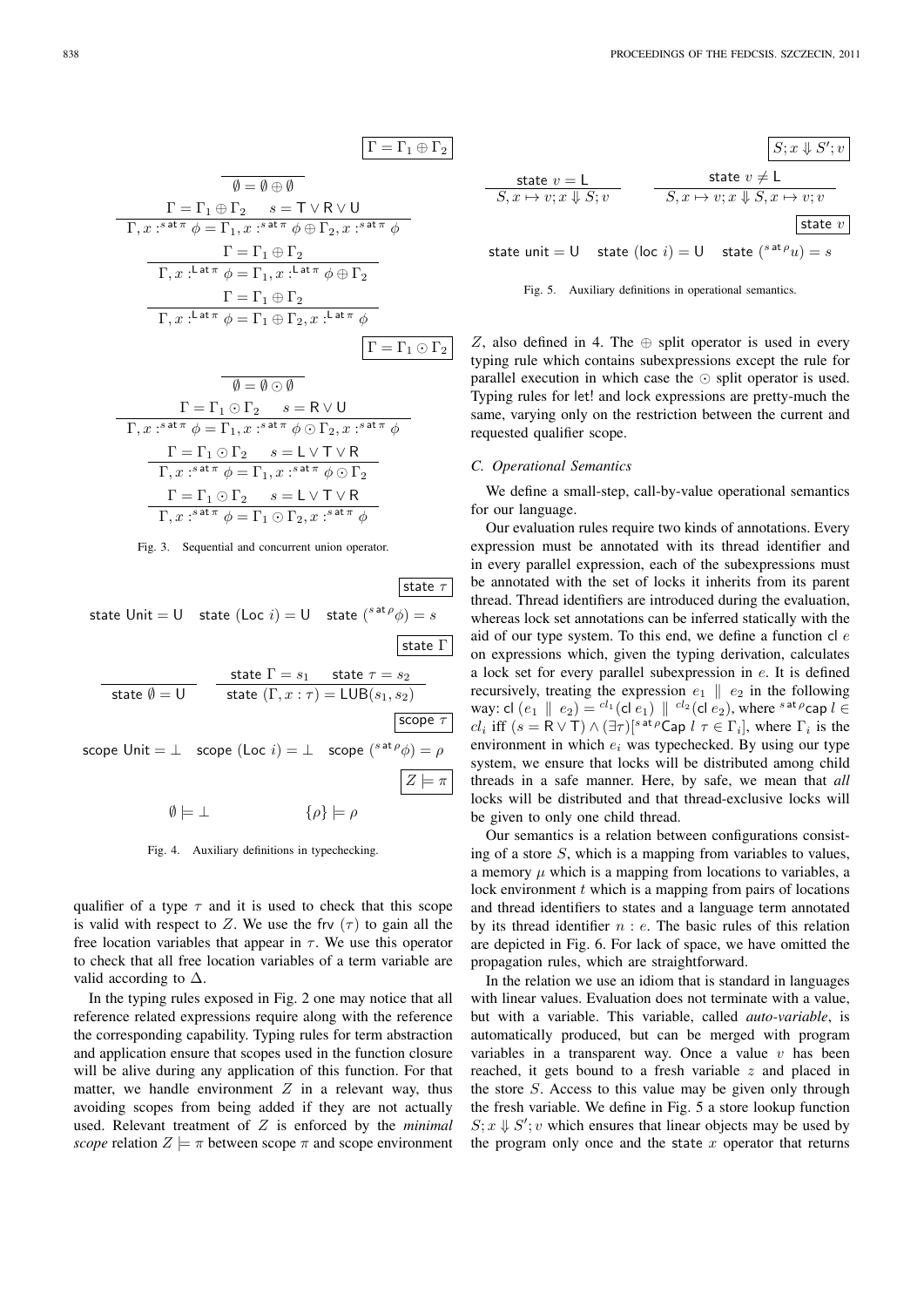$$\boxed{\Gamma = \Gamma_1 \oplus \Gamma_2}$$

$$\frac{}{\emptyset = \emptyset \oplus \emptyset}$$

$$\frac{\Gamma = \Gamma_1 \oplus \Gamma_2 \qquad s = \mathsf{T} \vee \mathsf{R} \vee \mathsf{U}}{\Gamma, x :^{s \,\mathsf{at}\, \pi} \phi = \Gamma_1, x :^{s \,\mathsf{at}\, \pi} \phi \oplus \Gamma_2, x :^{s \,\mathsf{at}\, \pi} \phi}$$

$$\frac{\Gamma = \Gamma_1 \oplus \Gamma_2}{\Gamma, x :^{\mathsf{L} \,\mathsf{at}\, \pi} \phi = \Gamma_1, x :^{\mathsf{L} \,\mathsf{at}\, \pi} \phi \oplus \Gamma_2}$$

$$\frac{\Gamma = \Gamma_1 \oplus \Gamma_2}{\Gamma, x :^{\mathsf{L} \,\mathsf{at}\, \pi} \phi = \Gamma_1 \oplus \Gamma_2, x :^{\mathsf{L} \,\mathsf{at}\, \pi} \phi}$$

$$\boxed{\Gamma = \Gamma_1 \odot \Gamma_2}$$

$$\frac{}{\emptyset = \emptyset \odot \emptyset}$$

$$\frac{\Gamma = \Gamma_1 \odot \Gamma_2 \qquad s = \mathsf{R} \vee \mathsf{U}}{\Gamma, x :^{s \,\mathsf{at}\, \pi} \phi = \Gamma_1, x :^{s \,\mathsf{at}\, \pi} \phi \odot \Gamma_2, x :^{s \,\mathsf{at}\, \pi} \phi}$$

$$\frac{\Gamma = \Gamma_1 \odot \Gamma_2 \qquad s = \mathsf{L} \vee \mathsf{T} \vee \mathsf{R}}{\Gamma, x :^{s \,\mathsf{at}\, \pi} \phi = \Gamma_1, x :^{s \,\mathsf{at}\, \pi} \phi \odot \Gamma_2}$$

$$\frac{\Gamma = \Gamma_1 \odot \Gamma_2 \qquad s = \mathsf{L} \vee \mathsf{T} \vee \mathsf{R}}{\Gamma, x :^{s \,\mathsf{at}\, \pi} \phi = \Gamma_1 \odot \Gamma_2, x :^{s \,\mathsf{at}\, \pi} \phi}$$

Fig. 3. Sequential and concurrent union operator.

$$\boxed{\mathsf{state}\ \tau}$$

$$\mathsf{state}\ \mathsf{Unit} = \mathsf{U} \qquad \mathsf{state}\ (\mathsf{Loc}\ i) = \mathsf{U} \qquad \mathsf{state}\ ({}^{s \,\mathsf{at}\, \rho}\phi) = s$$

$$\boxed{\mathsf{state}\ \Gamma}$$

$$\frac{}{\mathsf{state}\ \emptyset = \mathsf{U}} \qquad \frac{\mathsf{state}\ \Gamma = s_1 \qquad \mathsf{state}\ \tau = s_2}{\mathsf{state}\ (\Gamma, x : \tau) = \mathsf{LUB}(s_1, s_2)}$$

$$\boxed{\mathsf{scope}\ \tau}$$

$$\mathsf{scope}\ \mathsf{Unit} = \bot \qquad \mathsf{scope}\ (\mathsf{Loc}\ i) = \bot \qquad \mathsf{scope}\ ({}^{s \,\mathsf{at}\, \rho}\phi) = \rho$$

$$\boxed{Z \models \pi}$$

$$\emptyset \models \bot \qquad \{\rho\} \models \rho$$

Fig. 4. Auxiliary definitions in typechecking.

qualifier of a type $\tau$ and it is used to check that this scope is valid with respect to $Z$. We use the frv $(\tau)$ to gain all the free location variables that appear in $\tau$. We use this operator to check that all free location variables of a term variable are valid according to $\Delta$.

In the typing rules exposed in Fig. 2 one may notice that all reference related expressions require along with the reference the corresponding capability. Typing rules for term abstraction and application ensure that scopes used in the function closure will be alive during any application of this function. For that matter, we handle environment $Z$ in a relevant way, thus avoiding scopes from being added if they are not actually used. Relevant treatment of $Z$ is enforced by the *minimal scope* relation $Z \models \pi$ between scope $\pi$ and scope environment

$$\boxed{S; x \Downarrow S'; v}$$

$$\frac{\mathsf{state}\ v = \mathsf{L}}{S, x \mapsto v; x \Downarrow S; v} \qquad \frac{\mathsf{state}\ v \neq \mathsf{L}}{S, x \mapsto v; x \Downarrow S, x \mapsto v; v}$$

$$\boxed{\mathsf{state}\ v}$$

$$\mathsf{state}\ \mathsf{unit} = \mathsf{U} \qquad \mathsf{state}\ (\mathsf{loc}\ i) = \mathsf{U} \qquad \mathsf{state}\ ({}^{s \,\mathsf{at}\, \rho}u) = s$$

Fig. 5. Auxiliary definitions in operational semantics.

$Z$, also defined in 4. The $\oplus$ split operator is used in every typing rule which contains subexpressions except the rule for parallel execution in which case the $\odot$ split operator is used. Typing rules for let! and lock expressions are pretty-much the same, varying only on the restriction between the current and requested qualifier scope.

### C. Operational Semantics

We define a small-step, call-by-value operational semantics for our language.

Our evaluation rules require two kinds of annotations. Every expression must be annotated with its thread identifier and in every parallel expression, each of the subexpressions must be annotated with the set of locks it inherits from its parent thread. Thread identifiers are introduced during the evaluation, whereas lock set annotations can be inferred statically with the aid of our type system. To this end, we define a function cl $e$ on expressions which, given the typing derivation, calculates a lock set for every parallel subexpression in $e$. It is defined recursively, treating the expression $e_1 \parallel e_2$ in the following way: $\mathsf{cl}\ (e_1 \parallel e_2) = {}^{cl_1}(\mathsf{cl}\ e_1) \parallel {}^{cl_2}(\mathsf{cl}\ e_2)$, where ${}^{s \,\mathsf{at}\, \rho}\mathsf{cap}\ l \in cl_i$ iff $(s = \mathsf{R} \vee \mathsf{T}) \wedge (\exists \tau)[{}^{s \,\mathsf{at}\, \rho}\mathsf{Cap}\ l\ \tau \in \Gamma_i]$, where $\Gamma_i$ is the environment in which $e_i$ was typechecked. By using our type system, we ensure that locks will be distributed among child threads in a safe manner. Here, by safe, we mean that *all* locks will be distributed and that thread-exclusive locks will be given to only one child thread.

Our semantics is a relation between configurations consisting of a store $S$, which is a mapping from variables to values, a memory $\mu$ which is a mapping from locations to variables, a lock environment $t$ which is a mapping from pairs of locations and thread identifiers to states and a language term annotated by its thread identifier $n : e$. The basic rules of this relation are depicted in Fig. 6. For lack of space, we have omitted the propagation rules, which are straightforward.

In the relation we use an idiom that is standard in languages with linear values. Evaluation does not terminate with a value, but with a variable. This variable, called *auto-variable*, is automatically produced, but can be merged with program variables in a transparent way. Once a value $v$ has been reached, it gets bound to a fresh variable $z$ and placed in the store $S$. Access to this value may be given only through the fresh variable. We define in Fig. 5 a store lookup function $S; x \Downarrow S'; v$ which ensures that linear objects may be used by the program only once and the state $x$ operator that returns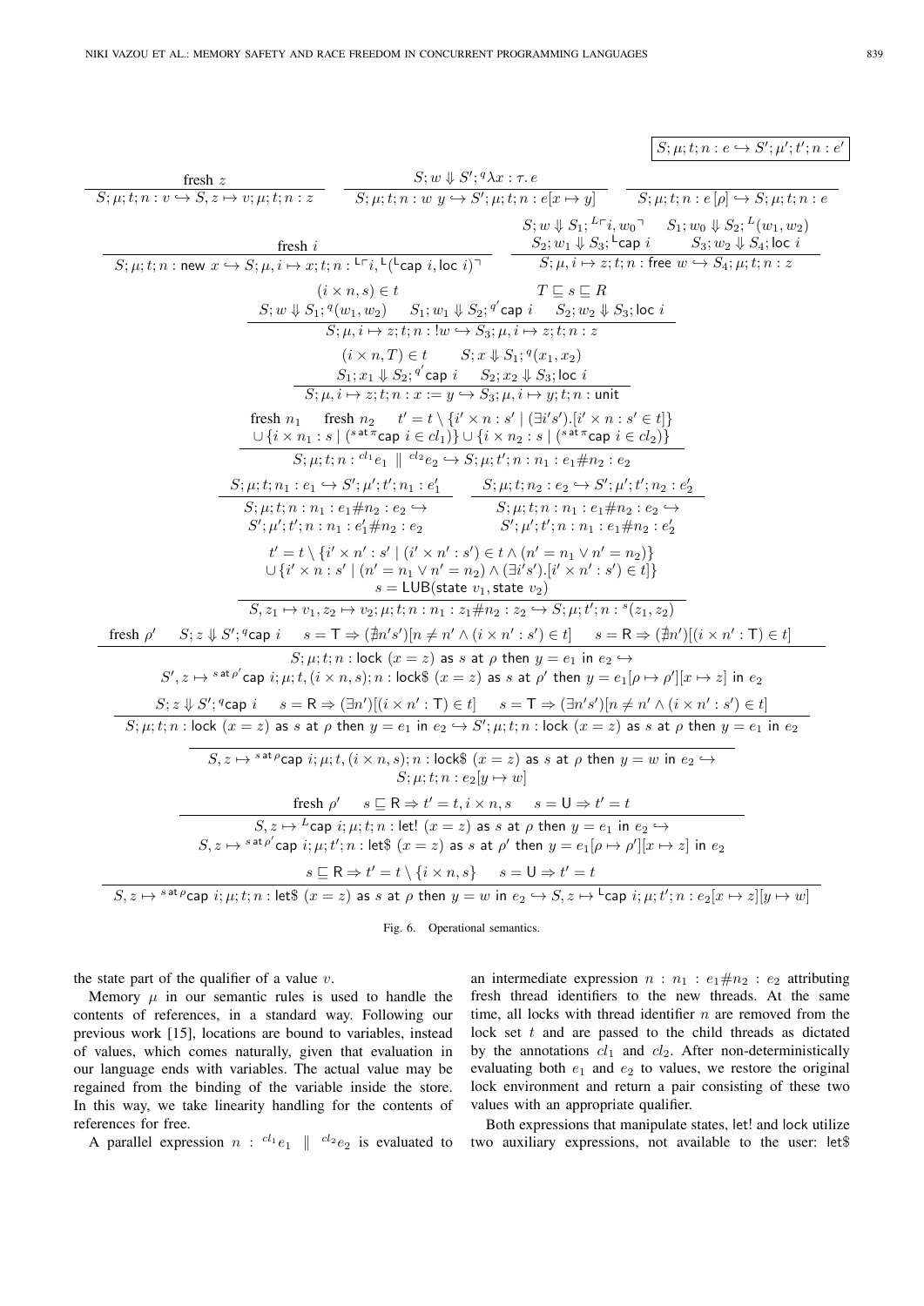$$\boxed{S;\mu;t;n:e \hookrightarrow S';\mu';t';n:e'}$$

$$\frac{\text{fresh } z}{S;\mu;t;n:v \hookrightarrow S,z\mapsto v;\mu;t;n:z} \qquad \frac{S;w \Downarrow S';{}^{q}\lambda x:\tau.\,e}{S;\mu;t;n:w\ y \hookrightarrow S';\mu;t;n:e[x\mapsto y]} \qquad \overline{S;\mu;t;n:e\,[\rho] \hookrightarrow S;\mu;t;n:e}$$

$$\frac{\text{fresh } i}{S;\mu;t;n:\mathsf{new}\ x \hookrightarrow S;\mu,i\mapsto x;t;n:{}^{\mathsf{L}}\ulcorner i,{}^{\mathsf{L}}({}^{\mathsf{L}}\mathsf{cap}\ i,\mathsf{loc}\ i)\urcorner} \qquad \frac{\begin{array}{c}S;w\Downarrow S_1;{}^{L}\ulcorner i,w_0\urcorner \quad S_1;w_0\Downarrow S_2;{}^{L}(w_1,w_2)\\ S_2;w_1\Downarrow S_3;{}^{\mathsf{L}}\mathsf{cap}\ i \qquad S_3;w_2\Downarrow S_4;\mathsf{loc}\ i\end{array}}{S;\mu,i\mapsto z;t;n:\mathsf{free}\ w\hookrightarrow S_4;\mu;t;n:z}$$

$$\frac{\begin{array}{cc}(i\times n,s)\in t & T\sqsubseteq s\sqsubseteq R\\ S;w\Downarrow S_1;{}^{q}(w_1,w_2) \quad S_1;w_1\Downarrow S_2;{}^{q'}\mathsf{cap}\ i & S_2;w_2\Downarrow S_3;\mathsf{loc}\ i\end{array}}{S;\mu,i\mapsto z;t;n:\,!w\hookrightarrow S_3;\mu,i\mapsto z;t;n:z}$$

$$\frac{\begin{array}{c}(i\times n,T)\in t \qquad S;x\Downarrow S_1;{}^{q}(x_1,x_2)\\ S_1;x_1\Downarrow S_2;{}^{q'}\mathsf{cap}\ i \quad S_2;x_2\Downarrow S_3;\mathsf{loc}\ i\end{array}}{S;\mu,i\mapsto z;t;n:x:=y\hookrightarrow S_3;\mu,i\mapsto y;t;n:\mathsf{unit}}$$

$$\frac{\begin{array}{c}\text{fresh } n_1 \quad \text{fresh } n_2 \quad t'=t\setminus\{i'\times n:s' \mid (\exists i's').[i'\times n:s'\in t]\}\\ \cup\{i\times n_1:s \mid ({}^{s\,\mathsf{at}\,\pi}\mathsf{cap}\ i\in cl_1)\}\cup\{i\times n_2:s \mid ({}^{s\,\mathsf{at}\,\pi}\mathsf{cap}\ i\in cl_2)\}\end{array}}{S;\mu;t;n:{}^{cl_1}e_1\ \|\ {}^{cl_2}e_2\hookrightarrow S;\mu;t';n:n_1:e_1\#n_2:e_2}$$

$$\frac{S;\mu;t;n_1:e_1\hookrightarrow S';\mu';t';n_1:e_1'}{\begin{array}{c}S;\mu;t;n:n_1:e_1\#n_2:e_2\hookrightarrow\\ S';\mu';t';n:n_1:e_1'\#n_2:e_2\end{array}} \qquad \frac{S;\mu;t;n_2:e_2\hookrightarrow S';\mu';t';n_2:e_2'}{\begin{array}{c}S;\mu;t;n:n_1:e_1\#n_2:e_2\hookrightarrow\\ S';\mu';t';n:n_1:e_1\#n_2:e_2'\end{array}}$$

$$\frac{\begin{array}{c}t'=t\setminus\{i'\times n':s' \mid (i'\times n':s')\in t\wedge(n'=n_1\vee n'=n_2)\}\\ \cup\{i'\times n:s' \mid (n'=n_1\vee n'=n_2)\wedge(\exists i's').[i'\times n':s')\in t]\}\\ s=\mathsf{LUB}(\mathsf{state}\ v_1,\mathsf{state}\ v_2)\end{array}}{S,z_1\mapsto v_1,z_2\mapsto v_2;\mu;t;n:n_1:z_1\#n_2:z_2\hookrightarrow S;\mu;t';n:{}^{s}(z_1,z_2)}$$

$$\frac{\text{fresh } \rho' \quad S;z\Downarrow S';{}^{q}\mathsf{cap}\ i \quad s=\mathsf{T}\Rightarrow(\nexists n's')[n\neq n'\wedge(i\times n':s')\in t] \quad s=\mathsf{R}\Rightarrow(\nexists n')[(i\times n':\mathsf{T})\in t]}{\begin{array}{c}S;\mu;t;n:\mathsf{lock}\ (x=z)\ \mathsf{as}\ s\ \mathsf{at}\ \rho\ \mathsf{then}\ y=e_1\ \mathsf{in}\ e_2\hookrightarrow\\ S',z\mapsto{}^{s\,\mathsf{at}\,\rho'}\mathsf{cap}\ i;\mu;t,(i\times n,s);n:\mathsf{lock\$}\ (x=z)\ \mathsf{as}\ s\ \mathsf{at}\ \rho'\ \mathsf{then}\ y=e_1[\rho\mapsto\rho'][x\mapsto z]\ \mathsf{in}\ e_2\end{array}}$$

$$\frac{S;z\Downarrow S';{}^{q}\mathsf{cap}\ i \quad s=\mathsf{R}\Rightarrow(\exists n')[(i\times n':\mathsf{T})\in t] \quad s=\mathsf{T}\Rightarrow(\exists n's')[n\neq n'\wedge(i\times n':s')\in t]}{S;\mu;t;n:\mathsf{lock}\ (x=z)\ \mathsf{as}\ s\ \mathsf{at}\ \rho\ \mathsf{then}\ y=e_1\ \mathsf{in}\ e_2\hookrightarrow S';\mu;t;n:\mathsf{lock}\ (x=z)\ \mathsf{as}\ s\ \mathsf{at}\ \rho\ \mathsf{then}\ y=e_1\ \mathsf{in}\ e_2}$$

$$\frac{}{\begin{array}{c}S,z\mapsto{}^{s\,\mathsf{at}\,\rho}\mathsf{cap}\ i;\mu;t,(i\times n,s);n:\mathsf{lock\$}\ (x=z)\ \mathsf{as}\ s\ \mathsf{at}\ \rho\ \mathsf{then}\ y=w\ \mathsf{in}\ e_2\hookrightarrow\\ S;\mu;t;n:e_2[y\mapsto w]\end{array}}$$

$$\frac{\text{fresh } \rho' \quad s\sqsubseteq\mathsf{R}\Rightarrow t'=t,i\times n,s \quad s=\mathsf{U}\Rightarrow t'=t}{\begin{array}{c}S,z\mapsto{}^{L}\mathsf{cap}\ i;\mu;t;n:\mathsf{let!}\ (x=z)\ \mathsf{as}\ s\ \mathsf{at}\ \rho\ \mathsf{then}\ y=e_1\ \mathsf{in}\ e_2\hookrightarrow\\ S,z\mapsto{}^{s\,\mathsf{at}\,\rho'}\mathsf{cap}\ i;\mu;t';n:\mathsf{let\$}\ (x=z)\ \mathsf{as}\ s\ \mathsf{at}\ \rho'\ \mathsf{then}\ y=e_1[\rho\mapsto\rho'][x\mapsto z]\ \mathsf{in}\ e_2\end{array}}$$

$$\frac{s\sqsubseteq\mathsf{R}\Rightarrow t'=t\setminus\{i\times n,s\} \quad s=\mathsf{U}\Rightarrow t'=t}{S,z\mapsto{}^{s\,\mathsf{at}\,\rho}\mathsf{cap}\ i;\mu;t;n:\mathsf{let\$}\ (x=z)\ \mathsf{as}\ s\ \mathsf{at}\ \rho\ \mathsf{then}\ y=w\ \mathsf{in}\ e_2\hookrightarrow S,z\mapsto{}^{\mathsf{L}}\mathsf{cap}\ i;\mu;t';n:e_2[x\mapsto z][y\mapsto w]}$$

Fig. 6. Operational semantics.

the state part of the qualifier of a value $v$.

Memory $\mu$ in our semantic rules is used to handle the contents of references, in a standard way. Following our previous work [15], locations are bound to variables, instead of values, which comes naturally, given that evaluation in our language ends with variables. The actual value may be regained from the binding of the variable inside the store. In this way, we take linearity handling for the contents of references for free.

A parallel expression $n : {}^{cl_1}e_1 \ \| \ {}^{cl_2}e_2$ is evaluated to an intermediate expression $n : n_1 : e_1\#n_2 : e_2$ attributing fresh thread identifiers to the new threads. At the same time, all locks with thread identifier $n$ are removed from the lock set $t$ and are passed to the child threads as dictated by the annotations $cl_1$ and $cl_2$. After non-deterministically evaluating both $e_1$ and $e_2$ to values, we restore the original lock environment and return a pair consisting of these two values with an appropriate qualifier.

Both expressions that manipulate states, let! and lock utilize two auxiliary expressions, not available to the user: let$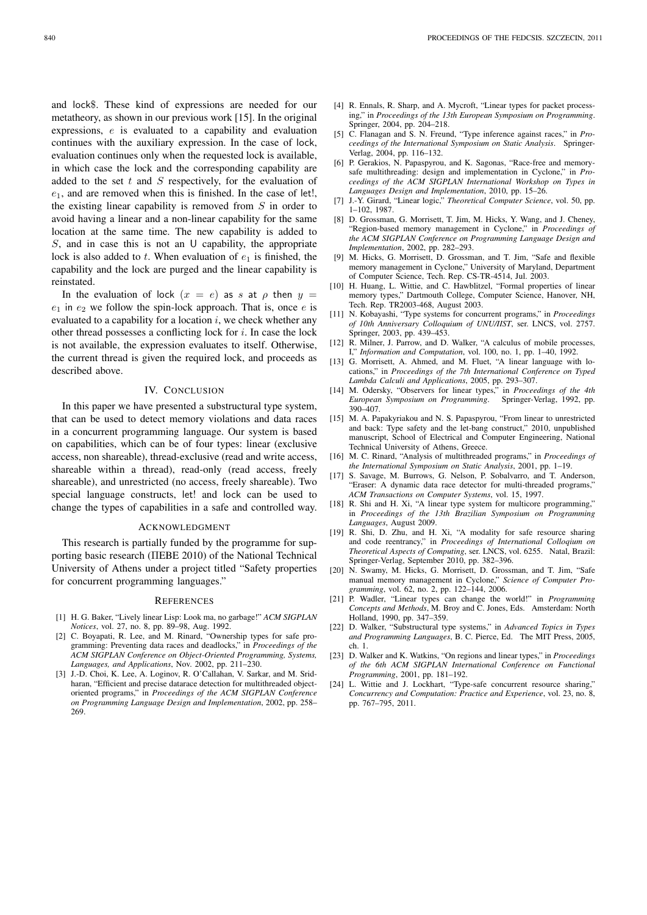and lock$. These kind of expressions are needed for our metatheory, as shown in our previous work [15]. In the original expressions, $e$ is evaluated to a capability and evaluation continues with the auxiliary expression. In the case of lock, evaluation continues only when the requested lock is available, in which case the lock and the corresponding capability are added to the set $t$ and $S$ respectively, for the evaluation of $e_1$, and are removed when this is finished. In the case of let!, the existing linear capability is removed from $S$ in order to avoid having a linear and a non-linear capability for the same location at the same time. The new capability is added to $S$, and in case this is not an U capability, the appropriate lock is also added to $t$. When evaluation of $e_1$ is finished, the capability and the lock are purged and the linear capability is reinstated.

In the evaluation of lock $(x = e)$ as $s$ at $\rho$ then $y = e_1$ in $e_2$ we follow the spin-lock approach. That is, once $e$ is evaluated to a capability for a location $i$, we check whether any other thread possesses a conflicting lock for $i$. In case the lock is not available, the expression evaluates to itself. Otherwise, the current thread is given the required lock, and proceeds as described above.

## IV. Conclusion

In this paper we have presented a substructural type system, that can be used to detect memory violations and data races in a concurrent programming language. Our system is based on capabilities, which can be of four types: linear (exclusive access, non shareable), thread-exclusive (read and write access, shareable within a thread), read-only (read access, freely shareable), and unrestricted (no access, freely shareable). Two special language constructs, let! and lock can be used to change the types of capabilities in a safe and controlled way.

## Acknowledgment

This research is partially funded by the programme for supporting basic research (ΠEBE 2010) of the National Technical University of Athens under a project titled "Safety properties for concurrent programming languages."

## References

[1] H. G. Baker, "Lively linear Lisp: Look ma, no garbage!" *ACM SIGPLAN Notices*, vol. 27, no. 8, pp. 89–98, Aug. 1992.

[2] C. Boyapati, R. Lee, and M. Rinard, "Ownership types for safe programming: Preventing data races and deadlocks," in *Proceedings of the ACM SIGPLAN Conference on Object-Oriented Programming, Systems, Languages, and Applications*, Nov. 2002, pp. 211–230.

[3] J.-D. Choi, K. Lee, A. Loginov, R. O'Callahan, V. Sarkar, and M. Sridharan, "Efficient and precise datarace detection for multithreaded object-oriented programs," in *Proceedings of the ACM SIGPLAN Conference on Programming Language Design and Implementation*, 2002, pp. 258–269.

[4] R. Ennals, R. Sharp, and A. Mycroft, "Linear types for packet processing," in *Proceedings of the 13th European Symposium on Programming*. Springer, 2004, pp. 204–218.

[5] C. Flanagan and S. N. Freund, "Type inference against races," in *Proceedings of the International Symposium on Static Analysis*. Springer-Verlag, 2004, pp. 116–132.

[6] P. Gerakios, N. Papaspyrou, and K. Sagonas, "Race-free and memory-safe multithreading: design and implementation in Cyclone," in *Proceedings of the ACM SIGPLAN International Workshop on Types in Languages Design and Implementation*, 2010, pp. 15–26.

[7] J.-Y. Girard, "Linear logic," *Theoretical Computer Science*, vol. 50, pp. 1–102, 1987.

[8] D. Grossman, G. Morrisett, T. Jim, M. Hicks, Y. Wang, and J. Cheney, "Region-based memory management in Cyclone," in *Proceedings of the ACM SIGPLAN Conference on Programming Language Design and Implementation*, 2002, pp. 282–293.

[9] M. Hicks, G. Morrisett, D. Grossman, and T. Jim, "Safe and flexible memory management in Cyclone," University of Maryland, Department of Computer Science, Tech. Rep. CS-TR-4514, Jul. 2003.

[10] H. Huang, L. Wittie, and C. Hawblitzel, "Formal properties of linear memory types," Dartmouth College, Computer Science, Hanover, NH, Tech. Rep. TR2003-468, August 2003.

[11] N. Kobayashi, "Type systems for concurrent programs," in *Proceedings of 10th Anniversary Colloquium of UNU/IIST*, ser. LNCS, vol. 2757. Springer, 2003, pp. 439–453.

[12] R. Milner, J. Parrow, and D. Walker, "A calculus of mobile processes, I," *Information and Computation*, vol. 100, no. 1, pp. 1–40, 1992.

[13] G. Morrisett, A. Ahmed, and M. Fluet, "A linear language with locations," in *Proceedings of the 7th International Conference on Typed Lambda Calculi and Applications*, 2005, pp. 293–307.

[14] M. Odersky, "Observers for linear types," in *Proceedings of the 4th European Symposium on Programming*. Springer-Verlag, 1992, pp. 390–407.

[15] M. A. Papakyriakou and N. S. Papaspyrou, "From linear to unrestricted and back: Type safety and the let-bang construct," 2010, unpublished manuscript, School of Electrical and Computer Engineering, National Technical University of Athens, Greece.

[16] M. C. Rinard, "Analysis of multithreaded programs," in *Proceedings of the International Symposium on Static Analysis*, 2001, pp. 1–19.

[17] S. Savage, M. Burrows, G. Nelson, P. Sobalvarro, and T. Anderson, "Eraser: A dynamic data race detector for multi-threaded programs," *ACM Transactions on Computer Systems*, vol. 15, 1997.

[18] R. Shi and H. Xi, "A linear type system for multicore programming," in *Proceedings of the 13th Brazilian Symposium on Programming Languages*, August 2009.

[19] R. Shi, D. Zhu, and H. Xi, "A modality for safe resource sharing and code reentrancy," in *Proceedings of International Colloqium on Theoretical Aspects of Computing*, ser. LNCS, vol. 6255. Natal, Brazil: Springer-Verlag, September 2010, pp. 382–396.

[20] N. Swamy, M. Hicks, G. Morrisett, D. Grossman, and T. Jim, "Safe manual memory management in Cyclone," *Science of Computer Programming*, vol. 62, no. 2, pp. 122–144, 2006.

[21] P. Wadler, "Linear types can change the world!" in *Programming Concepts and Methods*, M. Broy and C. Jones, Eds. Amsterdam: North Holland, 1990, pp. 347–359.

[22] D. Walker, "Substructural type systems," in *Advanced Topics in Types and Programming Languages*, B. C. Pierce, Ed. The MIT Press, 2005, ch. 1.

[23] D. Walker and K. Watkins, "On regions and linear types," in *Proceedings of the 6th ACM SIGPLAN International Conference on Functional Programming*, 2001, pp. 181–192.

[24] L. Wittie and J. Lockhart, "Type-safe concurrent resource sharing," *Concurrency and Computation: Practice and Experience*, vol. 23, no. 8, pp. 767–795, 2011.